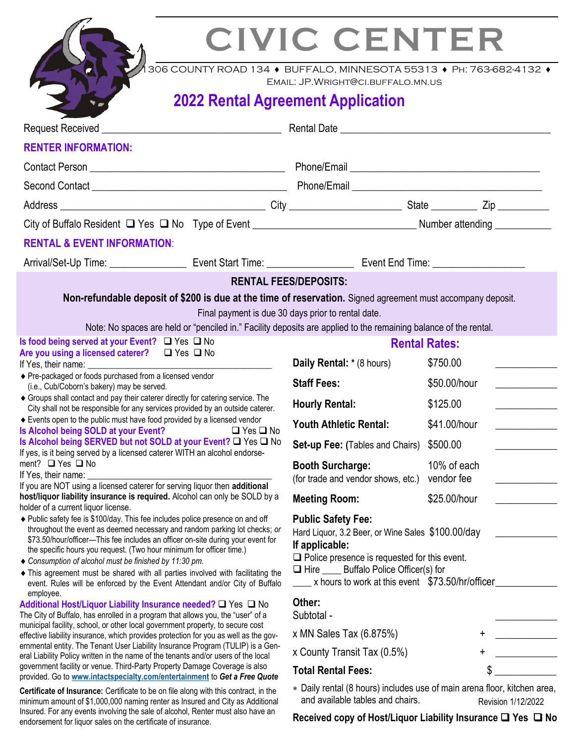# CIVIC CENTER

1306 COUNTY ROAD 134 ♦ BUFFALO, MINNESOTA 55313 ♦ PH: 763-682-4132 ♦
EMAIL: JP.WRIGHT@CI.BUFFALO.MN.US

## 2022 Rental Agreement Application

Request Received ______________________________ Rental Date ______________________________

### RENTER INFORMATION:

Contact Person ______________________________ Phone/Email ______________________________

Second Contact ______________________________ Phone/Email ______________________________

Address ______________________________ City ____________________ State ________ Zip _________

City of Buffalo Resident ❑ Yes ❑ No Type of Event ____________________________ Number attending __________

### RENTAL & EVENT INFORMATION:

Arrival/Set-Up Time: ______________ Event Start Time: ______________ Event End Time: ________________

### RENTAL FEES/DEPOSITS:

**Non-refundable deposit of $200 is due at the time of reservation.** Signed agreement must accompany deposit.

Final payment is due 30 days prior to rental date.

Note: No spaces are held or "penciled in." Facility deposits are applied to the remaining balance of the rental.

**Is food being served at your Event?** ❑ Yes ❑ No
**Are you using a licensed caterer?** ❑ Yes ❑ No
If Yes, their name: ______________________________

- ♦ Pre-packaged or foods purchased from a licensed vendor (i.e., Cub/Coborn's bakery) may be served.
- ♦ Groups shall contact and pay their caterer directly for catering service. The City shall not be responsible for any services provided by an outside caterer.
- ♦ Events open to the public must have food provided by a licensed vendor

**Is Alcohol being SOLD at your Event?** ❑ Yes ❑ No
**Is Alcohol being SERVED but not SOLD at your Event?** ❑ Yes ❑ No
If yes, is it being served by a licensed caterer WITH an alcohol endorsement? ❑ Yes ❑ No
If Yes, their name: ______________________________
If you are NOT using a licensed caterer for serving liquor then **additional host/liquor liability insurance is required.** Alcohol can only be SOLD by a holder of a current liquor license.

- ♦ Public safety fee is $100/day. This fee includes police presence on and off throughout the event as deemed necessary and random parking lot checks; *or* $73.50/hour/officer—This fee includes an officer on-site during your event for the specific hours you request. (Two hour minimum for officer time.)
- ♦ *Consumption of alcohol must be finished by 11:30 pm.*
- ♦ This agreement must be shared with all parties involved with facilitating the event. Rules will be enforced by the Event Attendant and/or City of Buffalo employee.

**Additional Host/Liquor Liability Insurance needed?** ❑ Yes ❑ No
The City of Buffalo, has enrolled in a program that allows you, the "user" of a municipal facility, school, or other local government property, to secure cost effective liability insurance, which provides protection for you as well as the governmental entity. The Tenant User Liability Insurance Program (TULIP) is a General Liability Policy written in the name of the tenants and/or users of the local government facility or venue. Third-Party Property Damage Coverage is also provided. Go to **www.intactspecialty.com/entertainment** to ***Get a Free Quote***

**Certificate of Insurance:** Certificate to be on file along with this contract, in the minimum amount of $1,000,000 naming renter as Insured and City as Additional Insured. For any events involving the sale of alcohol, Renter must also have an endorsement for liquor sales on the certificate of insurance.

### Rental Rates:

| | | |
|---|---|---|
| **Daily Rental:** * (8 hours) | $750.00 | ________ |
| **Staff Fees:** | $50.00/hour | ________ |
| **Hourly Rental:** | $125.00 | ________ |
| **Youth Athletic Rental:** | $41.00/hour | ________ |
| **Set-up Fee:** (Tables and Chairs) | $500.00 | ________ |
| **Booth Surcharge:** (for trade and vendor shows, etc.) | 10% of each vendor fee | ________ |
| **Meeting Room:** | $25.00/hour | ________ |
| **Public Safety Fee:** Hard Liquor, 3.2 Beer, or Wine Sales | $100.00/day | ________ |
| **If applicable:** ❑ Police presence is requested for this event. ❑ Hire ____ Buffalo Police Officer(s) for ____ x hours to work at this event | $73.50/hr/officer | ________ |
| **Other:** | | |
| Subtotal - | | ________ |
| x MN Sales Tax (6.875%) | + | ________ |
| x County Transit Tax (0.5%) | + | ________ |
| **Total Rental Fees:** | $ | ________ |

* Daily rental (8 hours) includes use of main arena floor, kitchen area, and available tables and chairs.

Revision 1/12/2022

**Received copy of Host/Liquor Liability Insurance** ❑ **Yes** ❑ **No**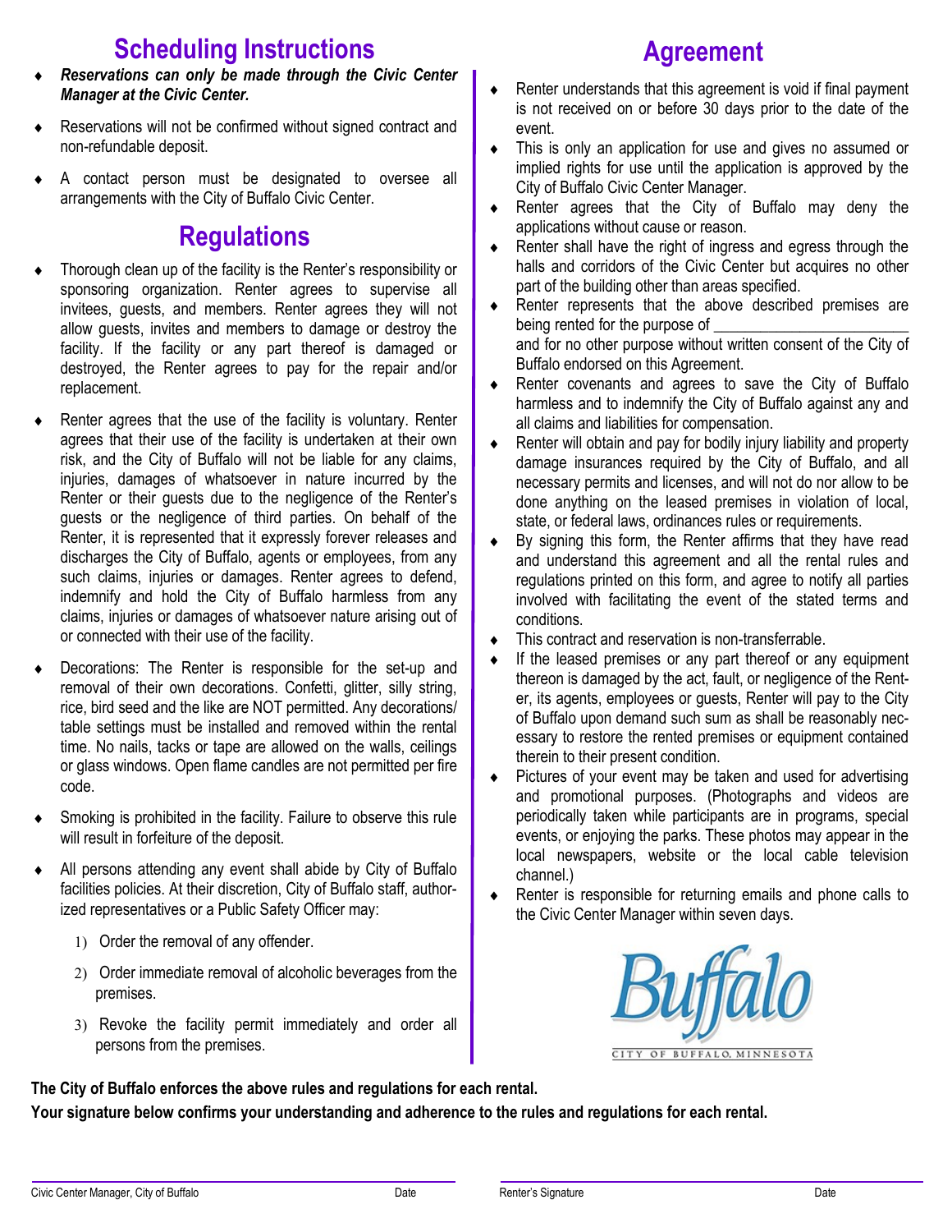## Scheduling Instructions

- ***Reservations can only be made through the Civic Center Manager at the Civic Center.***
- Reservations will not be confirmed without signed contract and non-refundable deposit.
- A contact person must be designated to oversee all arrangements with the City of Buffalo Civic Center.

## Regulations

- Thorough clean up of the facility is the Renter's responsibility or sponsoring organization. Renter agrees to supervise all invitees, guests, and members. Renter agrees they will not allow guests, invites and members to damage or destroy the facility. If the facility or any part thereof is damaged or destroyed, the Renter agrees to pay for the repair and/or replacement.
- Renter agrees that the use of the facility is voluntary. Renter agrees that their use of the facility is undertaken at their own risk, and the City of Buffalo will not be liable for any claims, injuries, damages of whatsoever in nature incurred by the Renter or their guests due to the negligence of the Renter's guests or the negligence of third parties. On behalf of the Renter, it is represented that it expressly forever releases and discharges the City of Buffalo, agents or employees, from any such claims, injuries or damages. Renter agrees to defend, indemnify and hold the City of Buffalo harmless from any claims, injuries or damages of whatsoever nature arising out of or connected with their use of the facility.
- Decorations: The Renter is responsible for the set-up and removal of their own decorations. Confetti, glitter, silly string, rice, bird seed and the like are NOT permitted. Any decorations/ table settings must be installed and removed within the rental time. No nails, tacks or tape are allowed on the walls, ceilings or glass windows. Open flame candles are not permitted per fire code.
- Smoking is prohibited in the facility. Failure to observe this rule will result in forfeiture of the deposit.
- All persons attending any event shall abide by City of Buffalo facilities policies. At their discretion, City of Buffalo staff, authorized representatives or a Public Safety Officer may:
    1) Order the removal of any offender.
    2) Order immediate removal of alcoholic beverages from the premises.
    3) Revoke the facility permit immediately and order all persons from the premises.

## Agreement

- Renter understands that this agreement is void if final payment is not received on or before 30 days prior to the date of the event.
- This is only an application for use and gives no assumed or implied rights for use until the application is approved by the City of Buffalo Civic Center Manager.
- Renter agrees that the City of Buffalo may deny the applications without cause or reason.
- Renter shall have the right of ingress and egress through the halls and corridors of the Civic Center but acquires no other part of the building other than areas specified.
- Renter represents that the above described premises are being rented for the purpose of ________________________ and for no other purpose without written consent of the City of Buffalo endorsed on this Agreement.
- Renter covenants and agrees to save the City of Buffalo harmless and to indemnify the City of Buffalo against any and all claims and liabilities for compensation.
- Renter will obtain and pay for bodily injury liability and property damage insurances required by the City of Buffalo, and all necessary permits and licenses, and will not do nor allow to be done anything on the leased premises in violation of local, state, or federal laws, ordinances rules or requirements.
- By signing this form, the Renter affirms that they have read and understand this agreement and all the rental rules and regulations printed on this form, and agree to notify all parties involved with facilitating the event of the stated terms and conditions.
- This contract and reservation is non-transferrable.
- If the leased premises or any part thereof or any equipment thereon is damaged by the act, fault, or negligence of the Renter, its agents, employees or guests, Renter will pay to the City of Buffalo upon demand such sum as shall be reasonably necessary to restore the rented premises or equipment contained therein to their present condition.
- Pictures of your event may be taken and used for advertising and promotional purposes. (Photographs and videos are periodically taken while participants are in programs, special events, or enjoying the parks. These photos may appear in the local newspapers, website or the local cable television channel.)
- Renter is responsible for returning emails and phone calls to the Civic Center Manager within seven days.

Buffalo
CITY OF BUFFALO, MINNESOTA

**The City of Buffalo enforces the above rules and regulations for each rental.**

**Your signature below confirms your understanding and adherence to the rules and regulations for each rental.**

Civic Center Manager, City of Buffalo ____________ Date ____________

Renter's Signature ____________ Date ____________